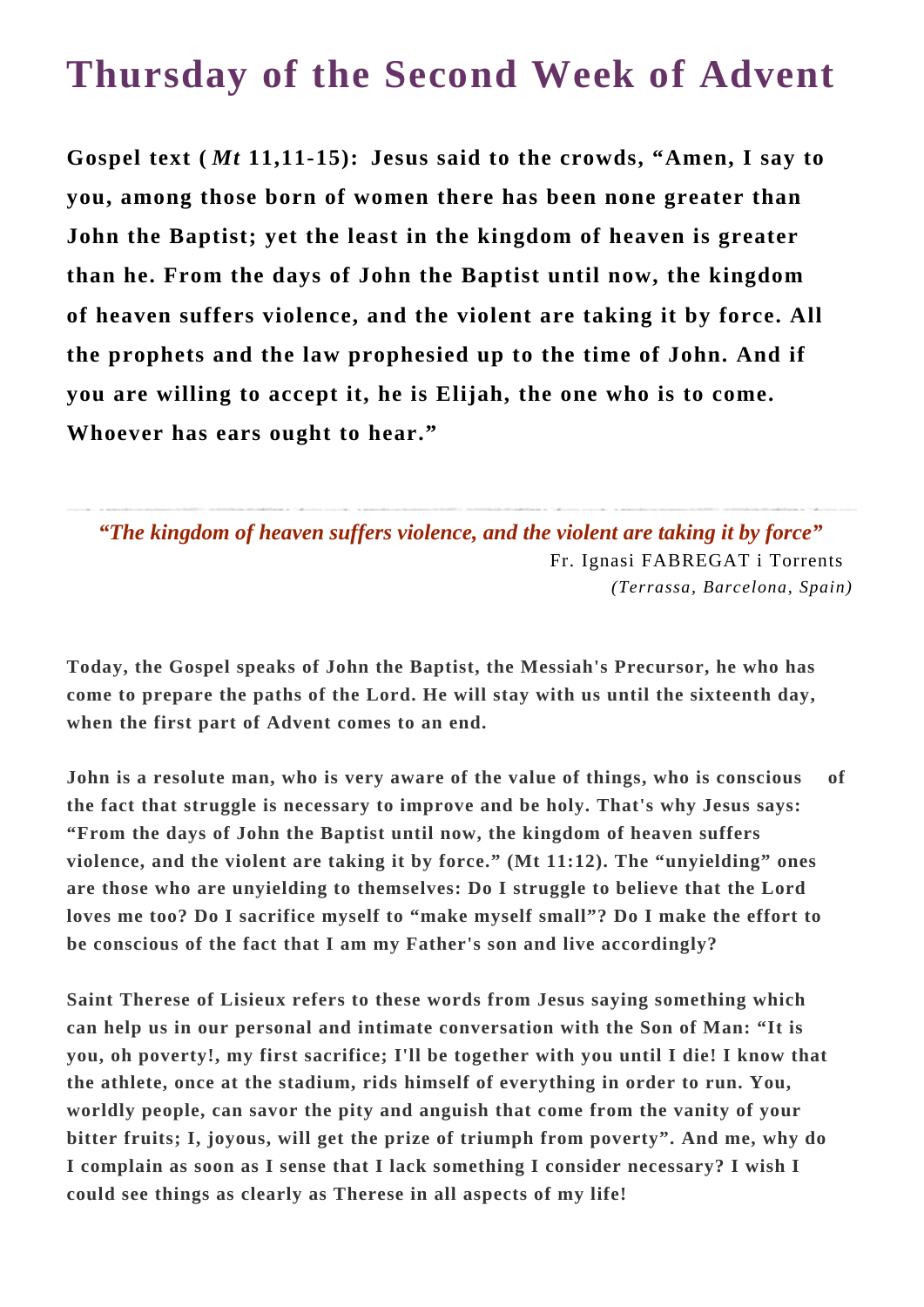# Thursday of the Second Week of Advent

**Gospel text (*Mt* 11,11-15): Jesus said to the crowds, "Amen, I say to you, among those born of women there has been none greater than John the Baptist; yet the least in the kingdom of heaven is greater than he. From the days of John the Baptist until now, the kingdom of heaven suffers violence, and the violent are taking it by force. All the prophets and the law prophesied up to the time of John. And if you are willing to accept it, he is Elijah, the one who is to come. Whoever has ears ought to hear."**

---

***"The kingdom of heaven suffers violence, and the violent are taking it by force"***

Fr. Ignasi FABREGAT i Torrents
*(Terrassa, Barcelona, Spain)*

**Today, the Gospel speaks of John the Baptist, the Messiah's Precursor, he who has come to prepare the paths of the Lord. He will stay with us until the sixteenth day, when the first part of Advent comes to an end.**

**John is a resolute man, who is very aware of the value of things, who is conscious of the fact that struggle is necessary to improve and be holy. That's why Jesus says: "From the days of John the Baptist until now, the kingdom of heaven suffers violence, and the violent are taking it by force." (Mt 11:12). The "unyielding" ones are those who are unyielding to themselves: Do I struggle to believe that the Lord loves me too? Do I sacrifice myself to "make myself small"? Do I make the effort to be conscious of the fact that I am my Father's son and live accordingly?**

**Saint Therese of Lisieux refers to these words from Jesus saying something which can help us in our personal and intimate conversation with the Son of Man: "It is you, oh poverty!, my first sacrifice; I'll be together with you until I die! I know that the athlete, once at the stadium, rids himself of everything in order to run. You, worldly people, can savor the pity and anguish that come from the vanity of your bitter fruits; I, joyous, will get the prize of triumph from poverty". And me, why do I complain as soon as I sense that I lack something I consider necessary? I wish I could see things as clearly as Therese in all aspects of my life!**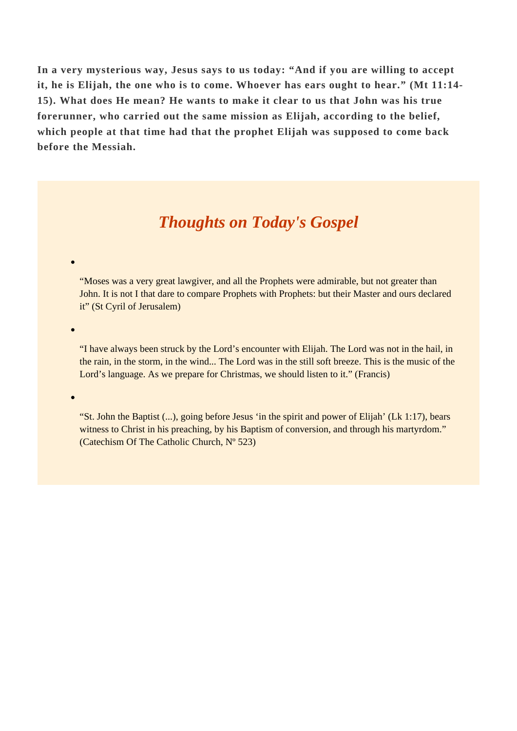**In a very mysterious way, Jesus says to us today: "And if you are willing to accept it, he is Elijah, the one who is to come. Whoever has ears ought to hear." (Mt 11:14-15). What does He mean? He wants to make it clear to us that John was his true forerunner, who carried out the same mission as Elijah, according to the belief, which people at that time had that the prophet Elijah was supposed to come back before the Messiah.**

## *Thoughts on Today's Gospel*

- "Moses was a very great lawgiver, and all the Prophets were admirable, but not greater than John. It is not I that dare to compare Prophets with Prophets: but their Master and ours declared it" (St Cyril of Jerusalem)

- "I have always been struck by the Lord's encounter with Elijah. The Lord was not in the hail, in the rain, in the storm, in the wind... The Lord was in the still soft breeze. This is the music of the Lord's language. As we prepare for Christmas, we should listen to it." (Francis)

- "St. John the Baptist (...), going before Jesus 'in the spirit and power of Elijah' (Lk 1:17), bears witness to Christ in his preaching, by his Baptism of conversion, and through his martyrdom." (Catechism Of The Catholic Church, Nº 523)